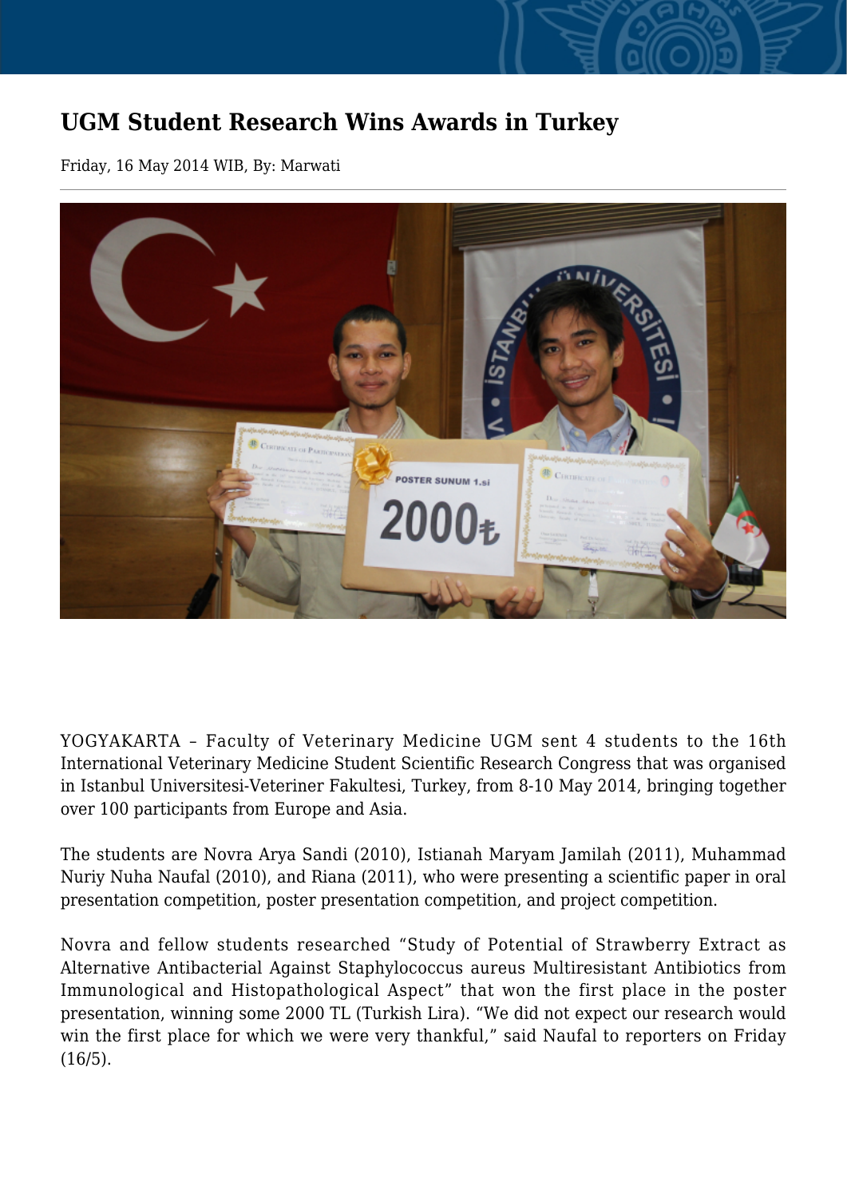# UGM Student Research Wins Awards in Turkey

Friday, 16 May 2014 WIB, By: Marwati

---

YOGYAKARTA – Faculty of Veterinary Medicine UGM sent 4 students to the 16th International Veterinary Medicine Student Scientific Research Congress that was organised in Istanbul Universitesi-Veteriner Fakultesi, Turkey, from 8-10 May 2014, bringing together over 100 participants from Europe and Asia.

The students are Novra Arya Sandi (2010), Istianah Maryam Jamilah (2011), Muhammad Nuriy Nuha Naufal (2010), and Riana (2011), who were presenting a scientific paper in oral presentation competition, poster presentation competition, and project competition.

Novra and fellow students researched "Study of Potential of Strawberry Extract as Alternative Antibacterial Against Staphylococcus aureus Multiresistant Antibiotics from Immunological and Histopathological Aspect" that won the first place in the poster presentation, winning some 2000 TL (Turkish Lira). "We did not expect our research would win the first place for which we were very thankful," said Naufal to reporters on Friday (16/5).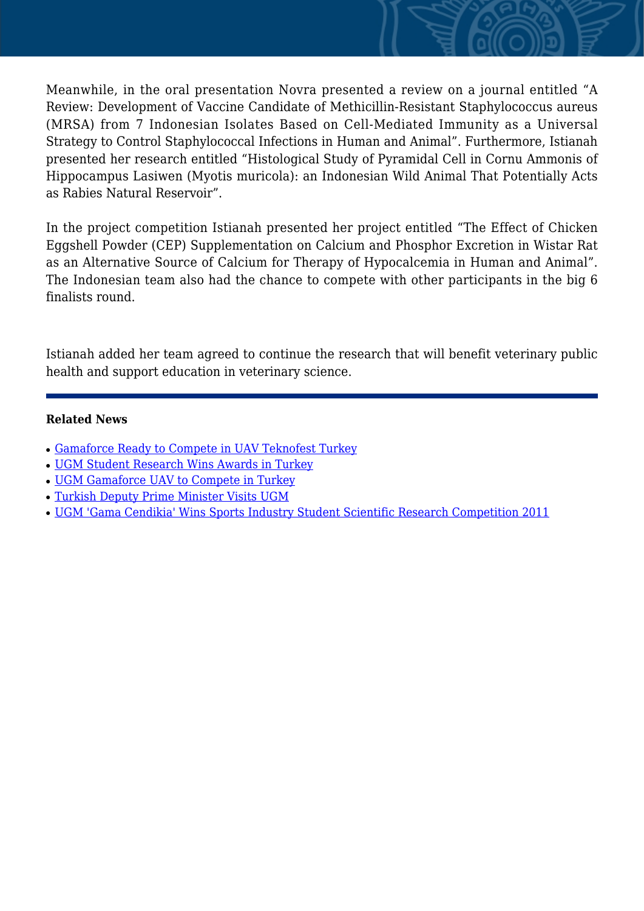Meanwhile, in the oral presentation Novra presented a review on a journal entitled “A Review: Development of Vaccine Candidate of Methicillin-Resistant Staphylococcus aureus (MRSA) from 7 Indonesian Isolates Based on Cell-Mediated Immunity as a Universal Strategy to Control Staphylococcal Infections in Human and Animal”. Furthermore, Istianah presented her research entitled “Histological Study of Pyramidal Cell in Cornu Ammonis of Hippocampus Lasiwen (Myotis muricola): an Indonesian Wild Animal That Potentially Acts as Rabies Natural Reservoir”.

In the project competition Istianah presented her project entitled “The Effect of Chicken Eggshell Powder (CEP) Supplementation on Calcium and Phosphor Excretion in Wistar Rat as an Alternative Source of Calcium for Therapy of Hypocalcemia in Human and Animal”. The Indonesian team also had the chance to compete with other participants in the big 6 finalists round.

Istianah added her team agreed to continue the research that will benefit veterinary public health and support education in veterinary science.

---

**Related News**

- Gamaforce Ready to Compete in UAV Teknofest Turkey
- UGM Student Research Wins Awards in Turkey
- UGM Gamaforce UAV to Compete in Turkey
- Turkish Deputy Prime Minister Visits UGM
- UGM 'Gama Cendikia' Wins Sports Industry Student Scientific Research Competition 2011